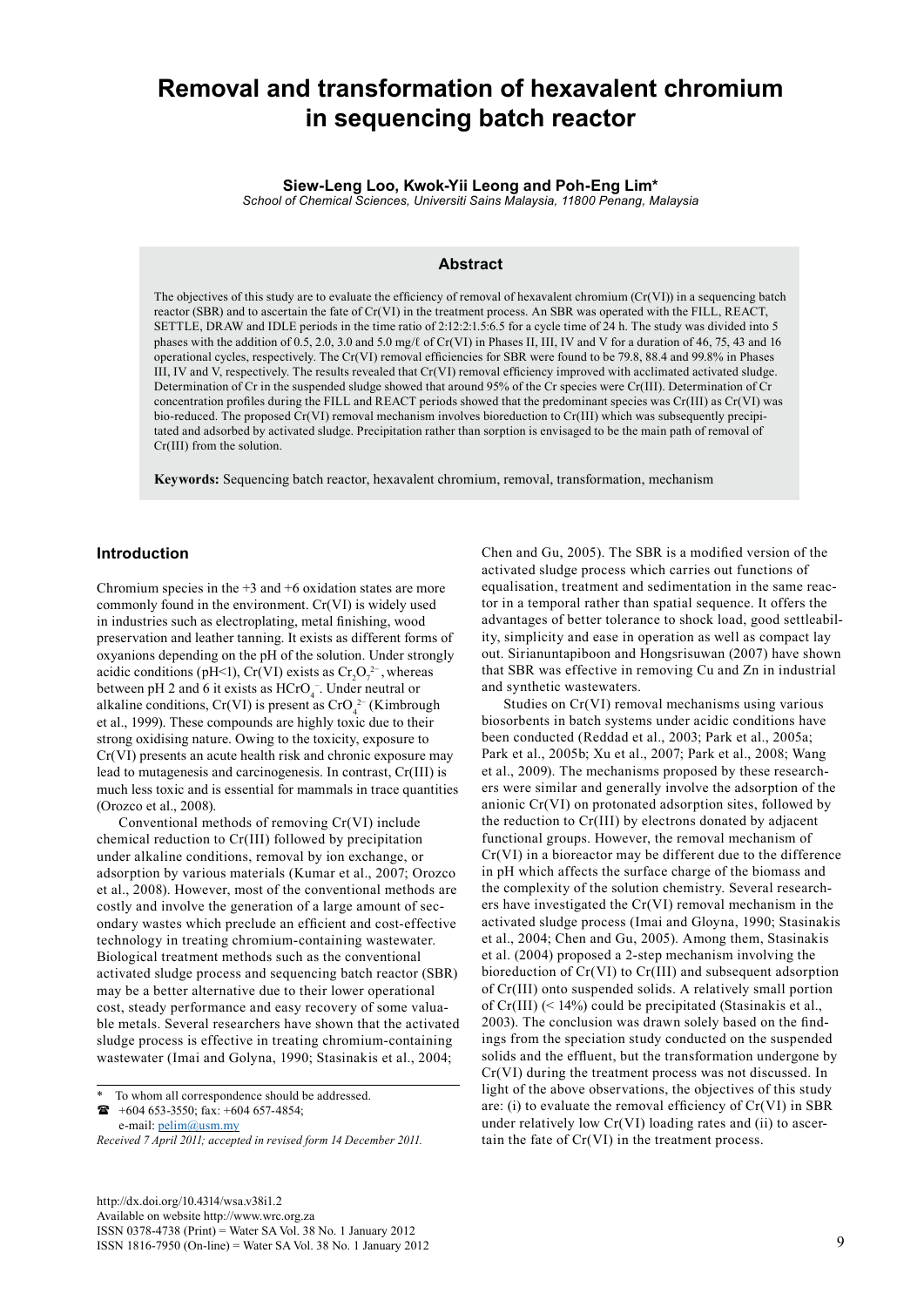# Removal and transformation of hexavalent chromium in sequencing batch reactor

**Siew-Leng Loo, Kwok-Yii Leong and Poh-Eng Lim***

*School of Chemical Sciences, Universiti Sains Malaysia, 11800 Penang, Malaysia*

## Abstract

The objectives of this study are to evaluate the efficiency of removal of hexavalent chromium (Cr(VI)) in a sequencing batch reactor (SBR) and to ascertain the fate of Cr(VI) in the treatment process. An SBR was operated with the FILL, REACT, SETTLE, DRAW and IDLE periods in the time ratio of 2:12:2:1.5:6.5 for a cycle time of 24 h. The study was divided into 5 phases with the addition of 0.5, 2.0, 3.0 and 5.0 mg/ℓ of Cr(VI) in Phases II, III, IV and V for a duration of 46, 75, 43 and 16 operational cycles, respectively. The Cr(VI) removal efficiencies for SBR were found to be 79.8, 88.4 and 99.8% in Phases III, IV and V, respectively. The results revealed that Cr(VI) removal efficiency improved with acclimated activated sludge. Determination of Cr in the suspended sludge showed that around 95% of the Cr species were Cr(III). Determination of Cr concentration profiles during the FILL and REACT periods showed that the predominant species was Cr(III) as Cr(VI) was bio-reduced. The proposed Cr(VI) removal mechanism involves bioreduction to Cr(III) which was subsequently precipitated and adsorbed by activated sludge. Precipitation rather than sorption is envisaged to be the main path of removal of Cr(III) from the solution.

**Keywords:** Sequencing batch reactor, hexavalent chromium, removal, transformation, mechanism

## Introduction

Chromium species in the +3 and +6 oxidation states are more commonly found in the environment. Cr(VI) is widely used in industries such as electroplating, metal finishing, wood preservation and leather tanning. It exists as different forms of oxyanions depending on the pH of the solution. Under strongly acidic conditions (pH<1), Cr(VI) exists as $Cr_2O_7^{2-}$, whereas between pH 2 and 6 it exists as $HCrO_4^-$. Under neutral or alkaline conditions, Cr(VI) is present as $CrO_4^{2-}$ (Kimbrough et al., 1999). These compounds are highly toxic due to their strong oxidising nature. Owing to the toxicity, exposure to Cr(VI) presents an acute health risk and chronic exposure may lead to mutagenesis and carcinogenesis. In contrast, Cr(III) is much less toxic and is essential for mammals in trace quantities (Orozco et al., 2008).

Conventional methods of removing Cr(VI) include chemical reduction to Cr(III) followed by precipitation under alkaline conditions, removal by ion exchange, or adsorption by various materials (Kumar et al., 2007; Orozco et al., 2008). However, most of the conventional methods are costly and involve the generation of a large amount of secondary wastes which preclude an efficient and cost-effective technology in treating chromium-containing wastewater. Biological treatment methods such as the conventional activated sludge process and sequencing batch reactor (SBR) may be a better alternative due to their lower operational cost, steady performance and easy recovery of some valuable metals. Several researchers have shown that the activated sludge process is effective in treating chromium-containing wastewater (Imai and Golyna, 1990; Stasinakis et al., 2004; Chen and Gu, 2005). The SBR is a modified version of the activated sludge process which carries out functions of equalisation, treatment and sedimentation in the same reactor in a temporal rather than spatial sequence. It offers the advantages of better tolerance to shock load, good settleability, simplicity and ease in operation as well as compact lay out. Sirianuntapiboon and Hongsrisuwan (2007) have shown that SBR was effective in removing Cu and Zn in industrial and synthetic wastewaters.

Studies on Cr(VI) removal mechanisms using various biosorbents in batch systems under acidic conditions have been conducted (Reddad et al., 2003; Park et al., 2005a; Park et al., 2005b; Xu et al., 2007; Park et al., 2008; Wang et al., 2009). The mechanisms proposed by these researchers were similar and generally involve the adsorption of the anionic Cr(VI) on protonated adsorption sites, followed by the reduction to Cr(III) by electrons donated by adjacent functional groups. However, the removal mechanism of Cr(VI) in a bioreactor may be different due to the difference in pH which affects the surface charge of the biomass and the complexity of the solution chemistry. Several researchers have investigated the Cr(VI) removal mechanism in the activated sludge process (Imai and Gloyna, 1990; Stasinakis et al., 2004; Chen and Gu, 2005). Among them, Stasinakis et al. (2004) proposed a 2-step mechanism involving the bioreduction of Cr(VI) to Cr(III) and subsequent adsorption of Cr(III) onto suspended solids. A relatively small portion of Cr(III) (< 14%) could be precipitated (Stasinakis et al., 2003). The conclusion was drawn solely based on the findings from the speciation study conducted on the suspended solids and the effluent, but the transformation undergone by Cr(VI) during the treatment process was not discussed. In light of the above observations, the objectives of this study are: (i) to evaluate the removal efficiency of Cr(VI) in SBR under relatively low Cr(VI) loading rates and (ii) to ascertain the fate of Cr(VI) in the treatment process.

---

\* To whom all correspondence should be addressed.
☎ +604 653-3550; fax: +604 657-4854;
e-mail: pelim@usm.my

*Received 7 April 2011; accepted in revised form 14 December 2011.*

http://dx.doi.org/10.4314/wsa.v38i1.2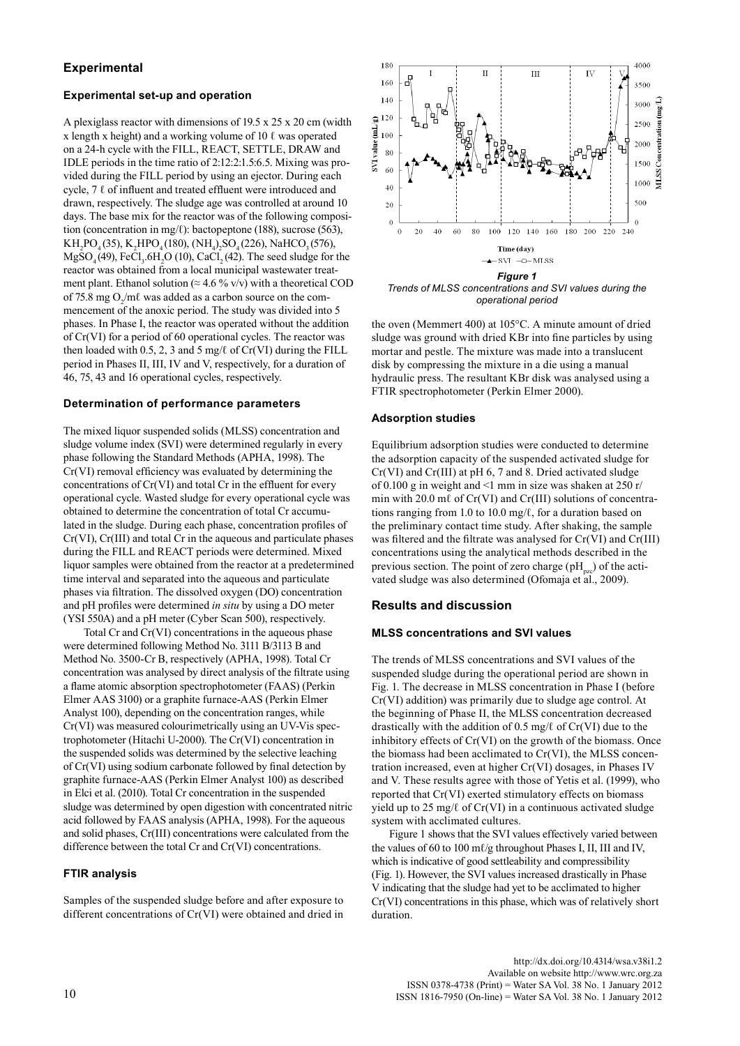## Experimental

### Experimental set-up and operation

A plexiglass reactor with dimensions of 19.5 x 25 x 20 cm (width x length x height) and a working volume of 10 ℓ was operated on a 24-h cycle with the FILL, REACT, SETTLE, DRAW and IDLE periods in the time ratio of 2:12:2:1.5:6.5. Mixing was provided during the FILL period by using an ejector. During each cycle, 7 ℓ of influent and treated effluent were introduced and drawn, respectively. The sludge age was controlled at around 10 days. The base mix for the reactor was of the following composition (concentration in mg/ℓ): bactopeptone (188), sucrose (563), $KH_2PO_4$ (35), $K_2HPO_4$ (180), $(NH_4)_2SO_4$ (226), $NaHCO_3$ (576), $MgSO_4$ (49), $FeCl_3.6H_2O$ (10), $CaCl_2$ (42). The seed sludge for the reactor was obtained from a local municipal wastewater treatment plant. Ethanol solution (≈ 4.6 % v/v) with a theoretical COD of 75.8 mg $O_2$/mℓ was added as a carbon source on the commencement of the anoxic period. The study was divided into 5 phases. In Phase I, the reactor was operated without the addition of Cr(VI) for a period of 60 operational cycles. The reactor was then loaded with 0.5, 2, 3 and 5 mg/ℓ of Cr(VI) during the FILL period in Phases II, III, IV and V, respectively, for a duration of 46, 75, 43 and 16 operational cycles, respectively.

### Determination of performance parameters

The mixed liquor suspended solids (MLSS) concentration and sludge volume index (SVI) were determined regularly in every phase following the Standard Methods (APHA, 1998). The Cr(VI) removal efficiency was evaluated by determining the concentrations of Cr(VI) and total Cr in the effluent for every operational cycle. Wasted sludge for every operational cycle was obtained to determine the concentration of total Cr accumulated in the sludge. During each phase, concentration profiles of Cr(VI), Cr(III) and total Cr in the aqueous and particulate phases during the FILL and REACT periods were determined. Mixed liquor samples were obtained from the reactor at a predetermined time interval and separated into the aqueous and particulate phases via filtration. The dissolved oxygen (DO) concentration and pH profiles were determined *in situ* by using a DO meter (YSI 550A) and a pH meter (Cyber Scan 500), respectively.

Total Cr and Cr(VI) concentrations in the aqueous phase were determined following Method No. 3111 B/3113 B and Method No. 3500-Cr B, respectively (APHA, 1998). Total Cr concentration was analysed by direct analysis of the filtrate using a flame atomic absorption spectrophotometer (FAAS) (Perkin Elmer AAS 3100) or a graphite furnace-AAS (Perkin Elmer Analyst 100), depending on the concentration ranges, while Cr(VI) was measured colourimetrically using an UV-Vis spectrophotometer (Hitachi U-2000). The Cr(VI) concentration in the suspended solids was determined by the selective leaching of Cr(VI) using sodium carbonate followed by final detection by graphite furnace-AAS (Perkin Elmer Analyst 100) as described in Elci et al. (2010). Total Cr concentration in the suspended sludge was determined by open digestion with concentrated nitric acid followed by FAAS analysis (APHA, 1998). For the aqueous and solid phases, Cr(III) concentrations were calculated from the difference between the total Cr and Cr(VI) concentrations.

### FTIR analysis

Samples of the suspended sludge before and after exposure to different concentrations of Cr(VI) were obtained and dried in the oven (Memmert 400) at 105°C. A minute amount of dried sludge was ground with dried KBr into fine particles by using mortar and pestle. The mixture was made into a translucent disk by compressing the mixture in a die using a manual hydraulic press. The resultant KBr disk was analysed using a FTIR spectrophotometer (Perkin Elmer 2000).

### Adsorption studies

Equilibrium adsorption studies were conducted to determine the adsorption capacity of the suspended activated sludge for Cr(VI) and Cr(III) at pH 6, 7 and 8. Dried activated sludge of 0.100 g in weight and <1 mm in size was shaken at 250 r/min with 20.0 mℓ of Cr(VI) and Cr(III) solutions of concentrations ranging from 1.0 to 10.0 mg/ℓ, for a duration based on the preliminary contact time study. After shaking, the sample was filtered and the filtrate was analysed for Cr(VI) and Cr(III) concentrations using the analytical methods described in the previous section. The point of zero charge ($pH_{pzc}$) of the activated sludge was also determined (Ofomaja et al., 2009).

*Figure 1*
*Trends of MLSS concentrations and SVI values during the operational period*

## Results and discussion

### MLSS concentrations and SVI values

The trends of MLSS concentrations and SVI values of the suspended sludge during the operational period are shown in Fig. 1. The decrease in MLSS concentration in Phase I (before Cr(VI) addition) was primarily due to sludge age control. At the beginning of Phase II, the MLSS concentration decreased drastically with the addition of 0.5 mg/ℓ of Cr(VI) due to the inhibitory effects of Cr(VI) on the growth of the biomass. Once the biomass had been acclimated to Cr(VI), the MLSS concentration increased, even at higher Cr(VI) dosages, in Phases IV and V. These results agree with those of Yetis et al. (1999), who reported that Cr(VI) exerted stimulatory effects on biomass yield up to 25 mg/ℓ of Cr(VI) in a continuous activated sludge system with acclimated cultures.

Figure 1 shows that the SVI values effectively varied between the values of 60 to 100 mℓ/g throughout Phases I, II, III and IV, which is indicative of good settleability and compressibility (Fig. 1). However, the SVI values increased drastically in Phase V indicating that the sludge had yet to be acclimated to higher Cr(VI) concentrations in this phase, which was of relatively short duration.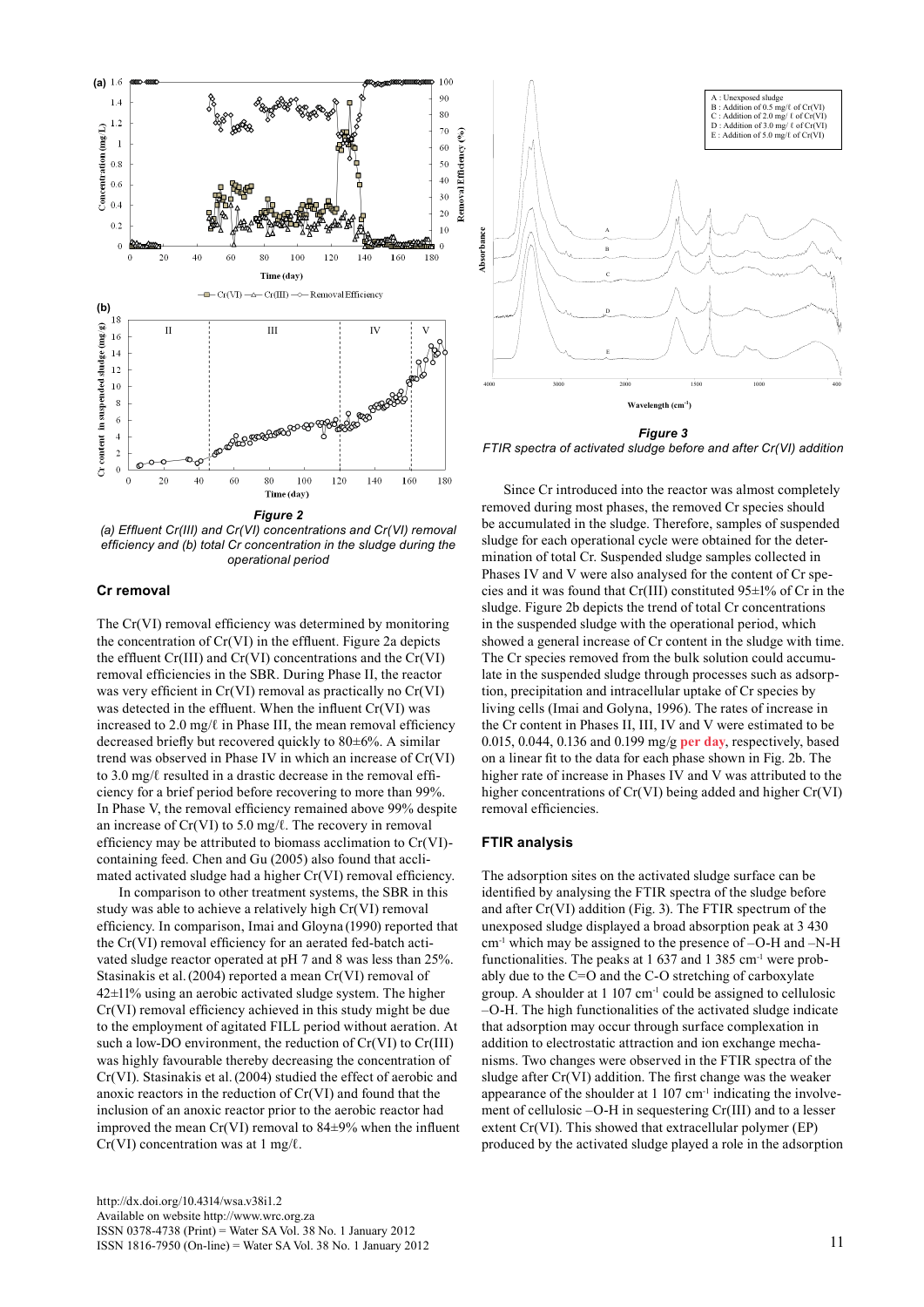*Figure 2*
*(a) Effluent Cr(III) and Cr(VI) concentrations and Cr(VI) removal efficiency and (b) total Cr concentration in the sludge during the operational period*

### Cr removal

The Cr(VI) removal efficiency was determined by monitoring the concentration of Cr(VI) in the effluent. Figure 2a depicts the effluent Cr(III) and Cr(VI) concentrations and the Cr(VI) removal efficiencies in the SBR. During Phase II, the reactor was very efficient in Cr(VI) removal as practically no Cr(VI) was detected in the effluent. When the influent Cr(VI) was increased to 2.0 mg/ℓ in Phase III, the mean removal efficiency decreased briefly but recovered quickly to 80±6%. A similar trend was observed in Phase IV in which an increase of Cr(VI) to 3.0 mg/ℓ resulted in a drastic decrease in the removal efficiency for a brief period before recovering to more than 99%. In Phase V, the removal efficiency remained above 99% despite an increase of Cr(VI) to 5.0 mg/ℓ. The recovery in removal efficiency may be attributed to biomass acclimation to Cr(VI)-containing feed. Chen and Gu (2005) also found that acclimated activated sludge had a higher Cr(VI) removal efficiency.

In comparison to other treatment systems, the SBR in this study was able to achieve a relatively high Cr(VI) removal efficiency. In comparison, Imai and Gloyna (1990) reported that the Cr(VI) removal efficiency for an aerated fed-batch activated sludge reactor operated at pH 7 and 8 was less than 25%. Stasinakis et al. (2004) reported a mean Cr(VI) removal of 42±11% using an aerobic activated sludge system. The higher Cr(VI) removal efficiency achieved in this study might be due to the employment of agitated FILL period without aeration. At such a low-DO environment, the reduction of Cr(VI) to Cr(III) was highly favourable thereby decreasing the concentration of Cr(VI). Stasinakis et al. (2004) studied the effect of aerobic and anoxic reactors in the reduction of Cr(VI) and found that the inclusion of an anoxic reactor prior to the aerobic reactor had improved the mean Cr(VI) removal to 84±9% when the influent Cr(VI) concentration was at 1 mg/ℓ.

*Figure 3*
*FTIR spectra of activated sludge before and after Cr(VI) addition*

Since Cr introduced into the reactor was almost completely removed during most phases, the removed Cr species should be accumulated in the sludge. Therefore, samples of suspended sludge for each operational cycle were obtained for the determination of total Cr. Suspended sludge samples collected in Phases IV and V were also analysed for the content of Cr species and it was found that Cr(III) constituted 95±1% of Cr in the sludge. Figure 2b depicts the trend of total Cr concentrations in the suspended sludge with the operational period, which showed a general increase of Cr content in the sludge with time. The Cr species removed from the bulk solution could accumulate in the suspended sludge through processes such as adsorption, precipitation and intracellular uptake of Cr species by living cells (Imai and Golyna, 1996). The rates of increase in the Cr content in Phases II, III, IV and V were estimated to be 0.015, 0.044, 0.136 and 0.199 mg/g per day, respectively, based on a linear fit to the data for each phase shown in Fig. 2b. The higher rate of increase in Phases IV and V was attributed to the higher concentrations of Cr(VI) being added and higher Cr(VI) removal efficiencies.

### FTIR analysis

The adsorption sites on the activated sludge surface can be identified by analysing the FTIR spectra of the sludge before and after Cr(VI) addition (Fig. 3). The FTIR spectrum of the unexposed sludge displayed a broad absorption peak at 3 430 $cm^{-1}$ which may be assigned to the presence of –O-H and –N-H functionalities. The peaks at 1 637 and 1 385 $cm^{-1}$ were probably due to the C=O and the C-O stretching of carboxylate group. A shoulder at 1 107 $cm^{-1}$ could be assigned to cellulosic –O-H. The high functionalities of the activated sludge indicate that adsorption may occur through surface complexation in addition to electrostatic attraction and ion exchange mechanisms. Two changes were observed in the FTIR spectra of the sludge after Cr(VI) addition. The first change was the weaker appearance of the shoulder at 1 107 $cm^{-1}$ indicating the involvement of cellulosic –O-H in sequestering Cr(III) and to a lesser extent Cr(VI). This showed that extracellular polymer (EP) produced by the activated sludge played a role in the adsorption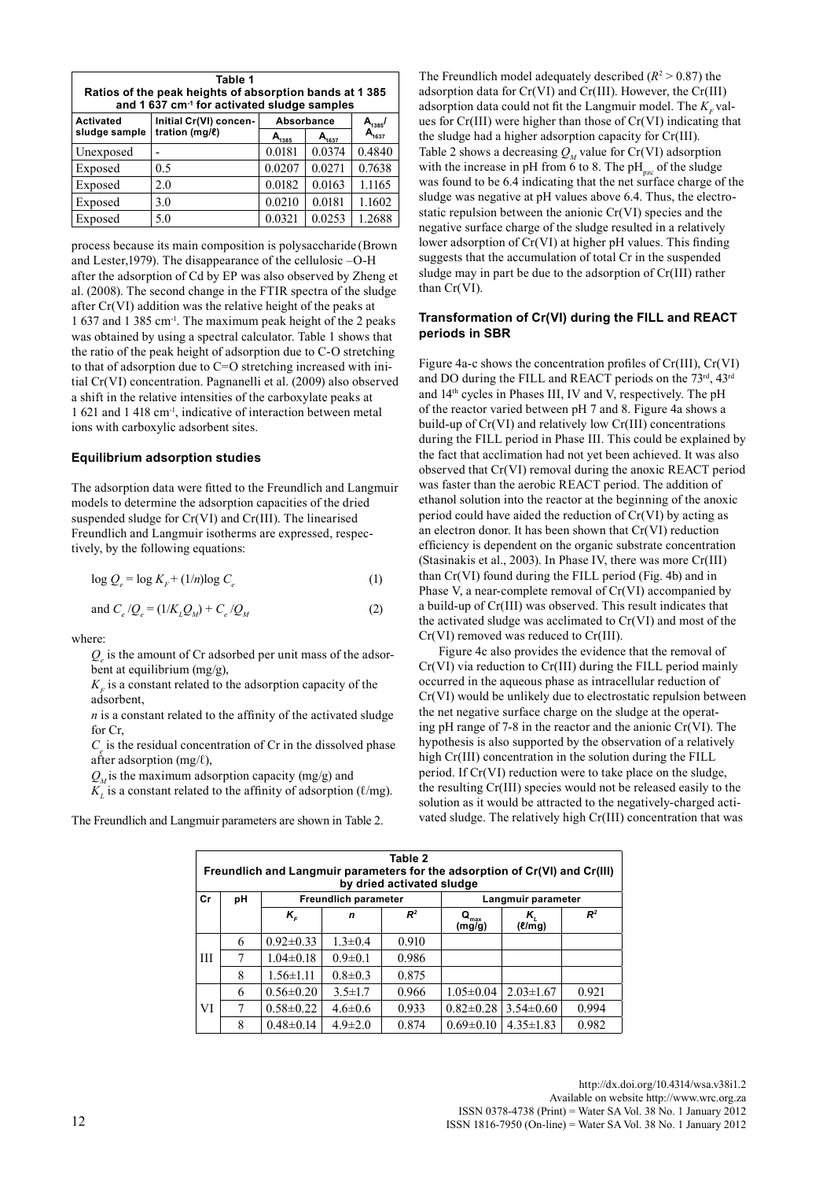| Table 1<br>Ratios of the peak heights of absorption bands at 1 385 and 1 637 cm$^{-1}$ for activated sludge samples | | | | |
|---|---|---|---|---|
| Activated sludge sample | Initial Cr(VI) concentration (mg/ℓ) | Absorbance | | $A_{1385}$/ $A_{1637}$ |
| | | $A_{1385}$ | $A_{1637}$ | |
| Unexposed | - | 0.0181 | 0.0374 | 0.4840 |
| Exposed | 0.5 | 0.0207 | 0.0271 | 0.7638 |
| Exposed | 2.0 | 0.0182 | 0.0163 | 1.1165 |
| Exposed | 3.0 | 0.0210 | 0.0181 | 1.1602 |
| Exposed | 5.0 | 0.0321 | 0.0253 | 1.2688 |

process because its main composition is polysaccharide (Brown and Lester,1979). The disappearance of the cellulosic –O-H after the adsorption of Cd by EP was also observed by Zheng et al. (2008). The second change in the FTIR spectra of the sludge after Cr(VI) addition was the relative height of the peaks at 1 637 and 1 385 cm$^{-1}$. The maximum peak height of the 2 peaks was obtained by using a spectral calculator. Table 1 shows that the ratio of the peak height of adsorption due to C-O stretching to that of adsorption due to C=O stretching increased with initial Cr(VI) concentration. Pagnanelli et al. (2009) also observed a shift in the relative intensities of the carboxylate peaks at 1 621 and 1 418 cm$^{-1}$, indicative of interaction between metal ions with carboxylic adsorbent sites.

### Equilibrium adsorption studies

The adsorption data were fitted to the Freundlich and Langmuir models to determine the adsorption capacities of the dried suspended sludge for Cr(VI) and Cr(III). The linearised Freundlich and Langmuir isotherms are expressed, respectively, by the following equations:

$$\log Q_e = \log K_F + (1/n)\log C_e \qquad (1)$$

$$\text{and } C_e / Q_e = (1/K_L Q_M) + C_e / Q_M \qquad (2)$$

where:

$Q_e$ is the amount of Cr adsorbed per unit mass of the adsorbent at equilibrium (mg/g),
$K_F$ is a constant related to the adsorption capacity of the adsorbent,
$n$ is a constant related to the affinity of the activated sludge for Cr,
$C_e$ is the residual concentration of Cr in the dissolved phase after adsorption (mg/ℓ),
$Q_M$ is the maximum adsorption capacity (mg/g) and
$K_L$ is a constant related to the affinity of adsorption (ℓ/mg).

The Freundlich and Langmuir parameters are shown in Table 2.

The Freundlich model adequately described ($R^2 > 0.87$) the adsorption data for Cr(VI) and Cr(III). However, the Cr(III) adsorption data could not fit the Langmuir model. The $K_F$ values for Cr(III) were higher than those of Cr(VI) indicating that the sludge had a higher adsorption capacity for Cr(III). Table 2 shows a decreasing $Q_M$ value for Cr(VI) adsorption with the increase in pH from 6 to 8. The $pH_{pzc}$ of the sludge was found to be 6.4 indicating that the net surface charge of the sludge was negative at pH values above 6.4. Thus, the electrostatic repulsion between the anionic Cr(VI) species and the negative surface charge of the sludge resulted in a relatively lower adsorption of Cr(VI) at higher pH values. This finding suggests that the accumulation of total Cr in the suspended sludge may in part be due to the adsorption of Cr(III) rather than Cr(VI).

### Transformation of Cr(VI) during the FILL and REACT periods in SBR

Figure 4a-c shows the concentration profiles of Cr(III), Cr(VI) and DO during the FILL and REACT periods on the 73$^{rd}$, 43$^{rd}$ and 14$^{th}$ cycles in Phases III, IV and V, respectively. The pH of the reactor varied between pH 7 and 8. Figure 4a shows a build-up of Cr(VI) and relatively low Cr(III) concentrations during the FILL period in Phase III. This could be explained by the fact that acclimation had not yet been achieved. It was also observed that Cr(VI) removal during the anoxic REACT period was faster than the aerobic REACT period. The addition of ethanol solution into the reactor at the beginning of the anoxic period could have aided the reduction of Cr(VI) by acting as an electron donor. It has been shown that Cr(VI) reduction efficiency is dependent on the organic substrate concentration (Stasinakis et al., 2003). In Phase IV, there was more Cr(III) than Cr(VI) found during the FILL period (Fig. 4b) and in Phase V, a near-complete removal of Cr(VI) accompanied by a build-up of Cr(III) was observed. This result indicates that the activated sludge was acclimated to Cr(VI) and most of the Cr(VI) removed was reduced to Cr(III).

Figure 4c also provides the evidence that the removal of Cr(VI) via reduction to Cr(III) during the FILL period mainly occurred in the aqueous phase as intracellular reduction of Cr(VI) would be unlikely due to electrostatic repulsion between the net negative surface charge on the sludge at the operating pH range of 7-8 in the reactor and the anionic Cr(VI). The hypothesis is also supported by the observation of a relatively high Cr(III) concentration in the solution during the FILL period. If Cr(VI) reduction were to take place on the sludge, the resulting Cr(III) species would not be released easily to the solution as it would be attracted to the negatively-charged activated sludge. The relatively high Cr(III) concentration that was

| Table 2<br>Freundlich and Langmuir parameters for the adsorption of Cr(VI) and Cr(III) by dried activated sludge | | | | | | | |
|---|---|---|---|---|---|---|---|
| Cr | pH | Freundlich parameter | | | Langmuir parameter | | |
| | | $K_F$ | $n$ | $R^2$ | $Q_{max}$ (mg/g) | $K_L$ (ℓ/mg) | $R^2$ |
| III | 6 | 0.92±0.33 | 1.3±0.4 | 0.910 | | | |
| | 7 | 1.04±0.18 | 0.9±0.1 | 0.986 | | | |
| | 8 | 1.56±1.11 | 0.8±0.3 | 0.875 | | | |
| VI | 6 | 0.56±0.20 | 3.5±1.7 | 0.966 | 1.05±0.04 | 2.03±1.67 | 0.921 |
| | 7 | 0.58±0.22 | 4.6±0.6 | 0.933 | 0.82±0.28 | 3.54±0.60 | 0.994 |
| | 8 | 0.48±0.14 | 4.9±2.0 | 0.874 | 0.69±0.10 | 4.35±1.83 | 0.982 |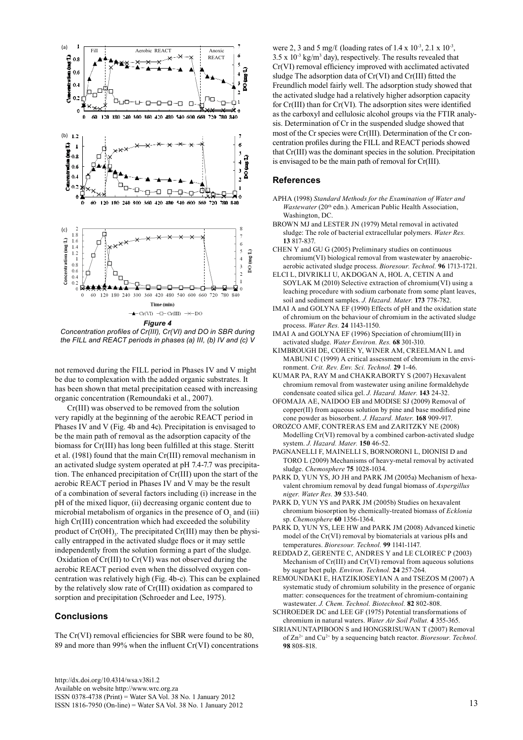*Figure 4*

*Concentration profiles of Cr(III), Cr(VI) and DO in SBR during the FILL and REACT periods in phases (a) III, (b) IV and (c) V*

not removed during the FILL period in Phases IV and V might be due to complexation with the added organic substrates. It has been shown that metal precipitation ceased with increasing organic concentration (Remoundaki et al., 2007).

Cr(III) was observed to be removed from the solution very rapidly at the beginning of the aerobic REACT period in Phases IV and V (Fig. 4b and 4c). Precipitation is envisaged to be the main path of removal as the adsorption capacity of the biomass for Cr(III) has long been fulfilled at this stage. Steritt et al. (1981) found that the main Cr(III) removal mechanism in an activated sludge system operated at pH 7.4-7.7 was precipitation. The enhanced precipitation of Cr(III) upon the start of the aerobic REACT period in Phases IV and V may be the result of a combination of several factors including (i) increase in the pH of the mixed liquor, (ii) decreasing organic content due to microbial metabolism of organics in the presence of $O_2$ and (iii) high Cr(III) concentration which had exceeded the solubility product of $Cr(OH)_3$. The precipitated Cr(III) may then be physically entrapped in the activated sludge flocs or it may settle independently from the solution forming a part of the sludge. Oxidation of Cr(III) to Cr(VI) was not observed during the aerobic REACT period even when the dissolved oxygen concentration was relatively high (Fig. 4b-c). This can be explained by the relatively slow rate of Cr(III) oxidation as compared to sorption and precipitation (Schroeder and Lee, 1975).

## Conclusions

The Cr(VI) removal efficiencies for SBR were found to be 80, 89 and more than 99% when the influent Cr(VI) concentrations were 2, 3 and 5 mg/ℓ (loading rates of $1.4 \times 10^{-3}$, $2.1 \times 10^{-3}$, $3.5 \times 10^{-3}$ kg/m$^3$ day), respectively. The results revealed that Cr(VI) removal efficiency improved with acclimated activated sludge The adsorption data of Cr(VI) and Cr(III) fitted the Freundlich model fairly well. The adsorption study showed that the activated sludge had a relatively higher adsorption capacity for Cr(III) than for Cr(VI). The adsorption sites were identified as the carboxyl and cellulosic alcohol groups via the FTIR analysis. Determination of Cr in the suspended sludge showed that most of the Cr species were Cr(III). Determination of the Cr concentration profiles during the FILL and REACT periods showed that Cr(III) was the dominant species in the solution. Precipitation is envisaged to be the main path of removal for Cr(III).

## References

APHA (1998) *Standard Methods for the Examination of Water and Wastewater* (20th edn.). American Public Health Association, Washington, DC.

BROWN MJ and LESTER JN (1979) Metal removal in activated sludge: The role of bacterial extracellular polymers. *Water Res.* **13** 817-837.

CHEN Y and GU G (2005) Preliminary studies on continuous chromium(VI) biological removal from wastewater by anaerobic-aerobic activated sludge process. *Bioresour. Technol.* **96** 1713-1721.

ELCI L, DIVRIKLI U, AKDOGAN A, HOL A, CETIN A and SOYLAK M (2010) Selective extraction of chromium(VI) using a leaching procedure with sodium carbonate from some plant leaves, soil and sediment samples. *J. Hazard. Mater.* **173** 778-782.

IMAI A and GOLYNA EF (1990) Effects of pH and the oxidation state of chromium on the behaviour of chromium in the activated sludge process. *Water Res.* **24** 1143-1150.

IMAI A and GOLYNA EF (1996) Speciation of chromium(III) in activated sludge. *Water Environ. Res.* **68** 301-310.

KIMBROUGH DE, COHEN Y, WINER AM, CREELMAN L and MABUNI C (1999) A critical assessment of chromium in the environment. *Crit. Rev. Env. Sci. Technol.* **29** 1-46.

KUMAR PA, RAY M and CHAKRABORTY S (2007) Hexavalent chromium removal from wastewater using aniline formaldehyde condensate coated silica gel. *J. Hazard. Mater.* **143** 24-32.

OFOMAJA AE, NAIDOO EB and MODISE SJ (2009) Removal of copper(II) from aqueous solution by pine and base modified pine cone powder as biosorbent. *J. Hazard. Mater.* **168** 909-917.

OROZCO AMF, CONTRERAS EM and ZARITZKY NE (2008) Modelling Cr(VI) removal by a combined carbon-activated sludge system. *J. Hazard. Mater.* **150** 46-52.

PAGNANELLI F, MAINELLI S, BORNORONI L, DIONISI D and TORO L (2009) Mechanisms of heavy-metal removal by activated sludge. *Chemosphere* **75** 1028-1034.

PARK D, YUN YS, JO JH and PARK JM (2005a) Mechanism of hexavalent chromium removal by dead fungal biomass of *Aspergillus niger*. *Water Res.* **39** 533-540.

PARK D, YUN YS and PARK JM (2005b) Studies on hexavalent chromium biosorption by chemically-treated biomass of *Ecklonia* sp. *Chemosphere* **60** 1356-1364.

PARK D, YUN YS, LEE HW and PARK JM (2008) Advanced kinetic model of the Cr(VI) removal by biomaterials at various pHs and temperatures. *Bioresour. Technol.* **99** 1141-1147.

REDDAD Z, GERENTE C, ANDRES Y and LE CLOIREC P (2003) Mechanism of Cr(III) and Cr(VI) removal from aqueous solutions by sugar beet pulp. *Environ. Technol.* **24** 257-264.

REMOUNDAKI E, HATZIKIOSEYIAN A and TSEZOS M (2007) A systematic study of chromium solubility in the presence of organic matter: consequences for the treatment of chromium-containing wastewater. *J. Chem. Technol. Biotechnol.* **82** 802-808.

SCHROEDER DC and LEE GF (1975) Potential transformations of chromium in natural waters. *Water Air Soil Pollut.* **4** 355-365.

SIRIANUNTAPIBOON S and HONGSRISUWAN T (2007) Removal of $Zn^{2+}$ and $Cu^{2+}$ by a sequencing batch reactor. *Bioresour. Technol.* **98** 808-818.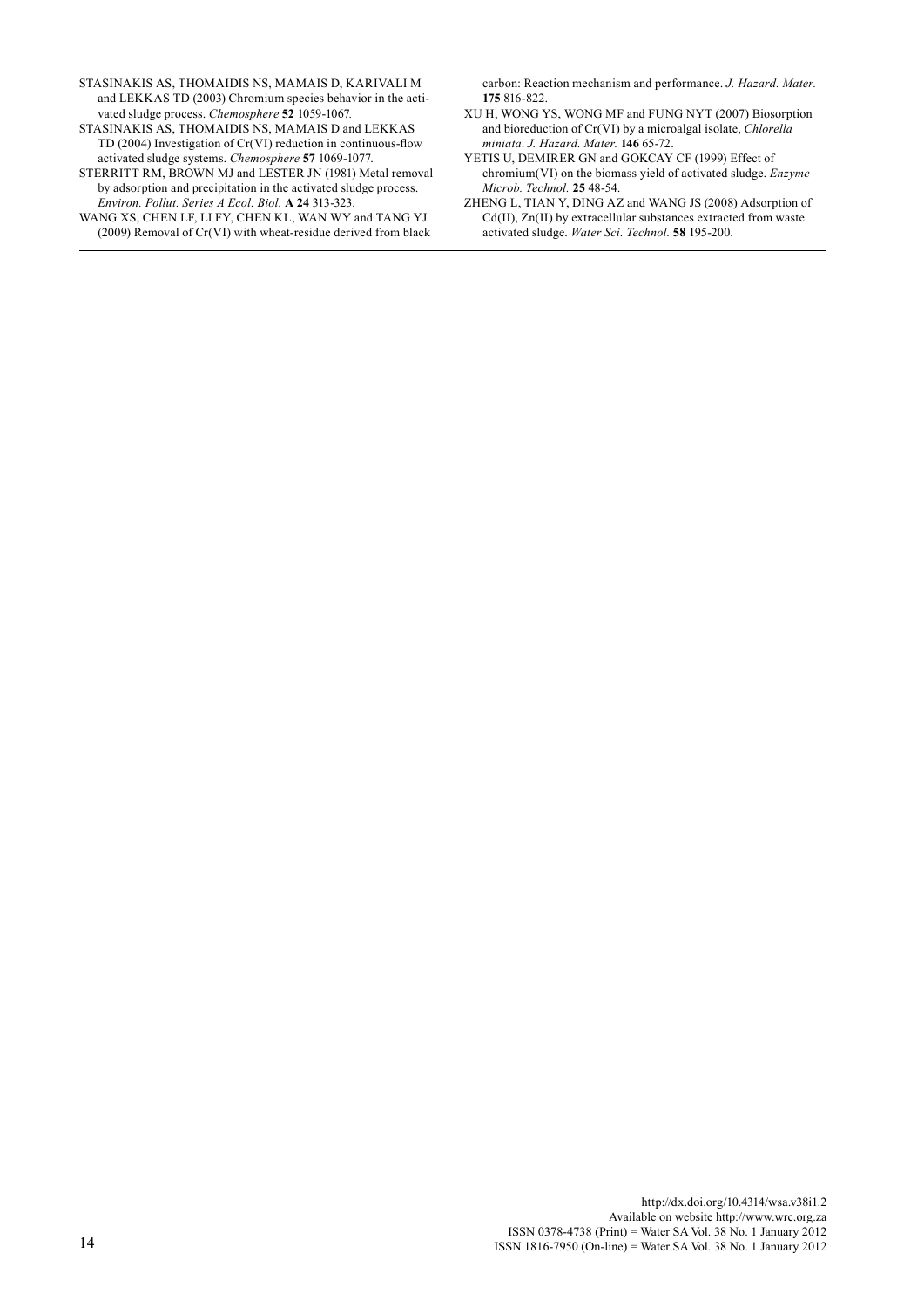STASINAKIS AS, THOMAIDIS NS, MAMAIS D, KARIVALI M and LEKKAS TD (2003) Chromium species behavior in the activated sludge process. *Chemosphere* **52** 1059-1067.

STASINAKIS AS, THOMAIDIS NS, MAMAIS D and LEKKAS TD (2004) Investigation of Cr(VI) reduction in continuous-flow activated sludge systems. *Chemosphere* **57** 1069-1077.

STERRITT RM, BROWN MJ and LESTER JN (1981) Metal removal by adsorption and precipitation in the activated sludge process. *Environ. Pollut. Series A Ecol. Biol.* **A 24** 313-323.

WANG XS, CHEN LF, LI FY, CHEN KL, WAN WY and TANG YJ (2009) Removal of Cr(VI) with wheat-residue derived from black carbon: Reaction mechanism and performance. *J. Hazard. Mater.* **175** 816-822.

XU H, WONG YS, WONG MF and FUNG NYT (2007) Biosorption and bioreduction of Cr(VI) by a microalgal isolate, *Chlorella miniata*. *J. Hazard. Mater.* **146** 65-72.

YETIS U, DEMIRER GN and GOKCAY CF (1999) Effect of chromium(VI) on the biomass yield of activated sludge. *Enzyme Microb. Technol.* **25** 48-54.

ZHENG L, TIAN Y, DING AZ and WANG JS (2008) Adsorption of Cd(II), Zn(II) by extracellular substances extracted from waste activated sludge. *Water Sci. Technol.* **58** 195-200.